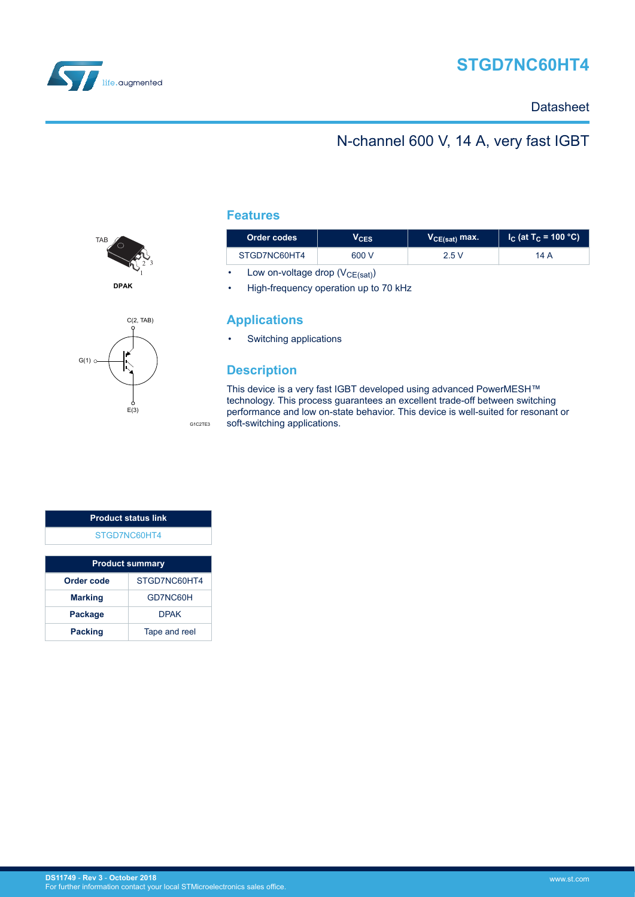# STGD7NC60HT4

Datasheet

## N-channel 600 V, 14 A, very fast IGBT

TAB

DPAK

C(2, TAB)

G(1)

E(3)

G1C2TE3

## Features

| Order codes | $V_{CES}$ | $V_{CE(sat)}$ max. | $I_C$ (at $T_C$ = 100 °C) |
|---|---|---|---|
| STGD7NC60HT4 | 600 V | 2.5 V | 14 A |

- Low on-voltage drop ($V_{CE(sat)}$)
- High-frequency operation up to 70 kHz

## Applications

- Switching applications

## Description

This device is a very fast IGBT developed using advanced PowerMESH™ technology. This process guarantees an excellent trade-off between switching performance and low on-state behavior. This device is well-suited for resonant or soft-switching applications.

| Product status link |
|---|
| STGD7NC60HT4 |

| Product summary | |
|---|---|
| **Order code** | STGD7NC60HT4 |
| **Marking** | GD7NC60H |
| **Package** | DPAK |
| **Packing** | Tape and reel |

DS11749 - Rev 3 - October 2018
For further information contact your local STMicroelectronics sales office.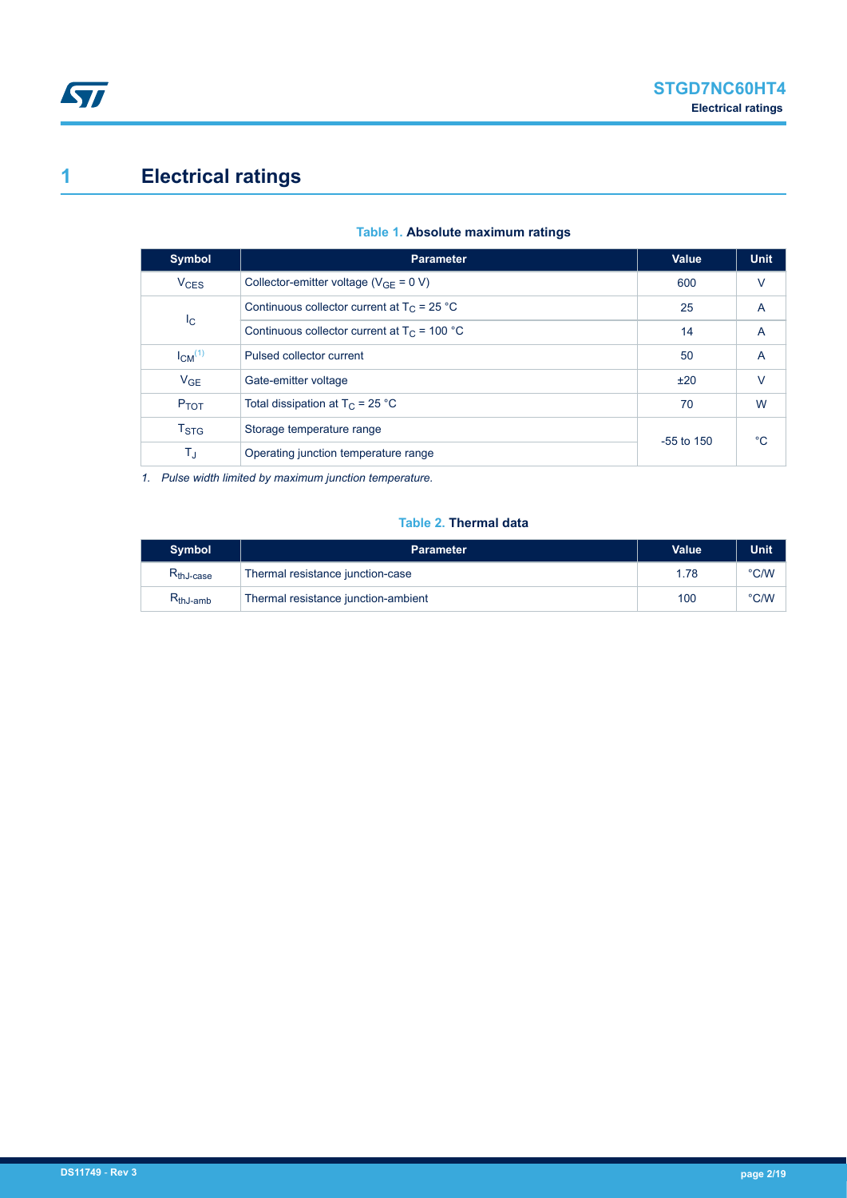# 1 Electrical ratings

**Table 1. Absolute maximum ratings**

| Symbol | Parameter | Value | Unit |
|---|---|---|---|
| $V_{CES}$ | Collector-emitter voltage ($V_{GE}$ = 0 V) | 600 | V |
| $I_C$ | Continuous collector current at $T_C$ = 25 °C | 25 | A |
| | Continuous collector current at $T_C$ = 100 °C | 14 | A |
| $I_{CM}$ [(1)] | Pulsed collector current | 50 | A |
| $V_{GE}$ | Gate-emitter voltage | ±20 | V |
| $P_{TOT}$ | Total dissipation at $T_C$ = 25 °C | 70 | W |
| $T_{STG}$ | Storage temperature range | -55 to 150 | °C |
| $T_J$ | Operating junction temperature range | | |

*1. Pulse width limited by maximum junction temperature.*

**Table 2. Thermal data**

| Symbol | Parameter | Value | Unit |
|---|---|---|---|
| $R_{thJ\text{-}case}$ | Thermal resistance junction-case | 1.78 | °C/W |
| $R_{thJ\text{-}amb}$ | Thermal resistance junction-ambient | 100 | °C/W |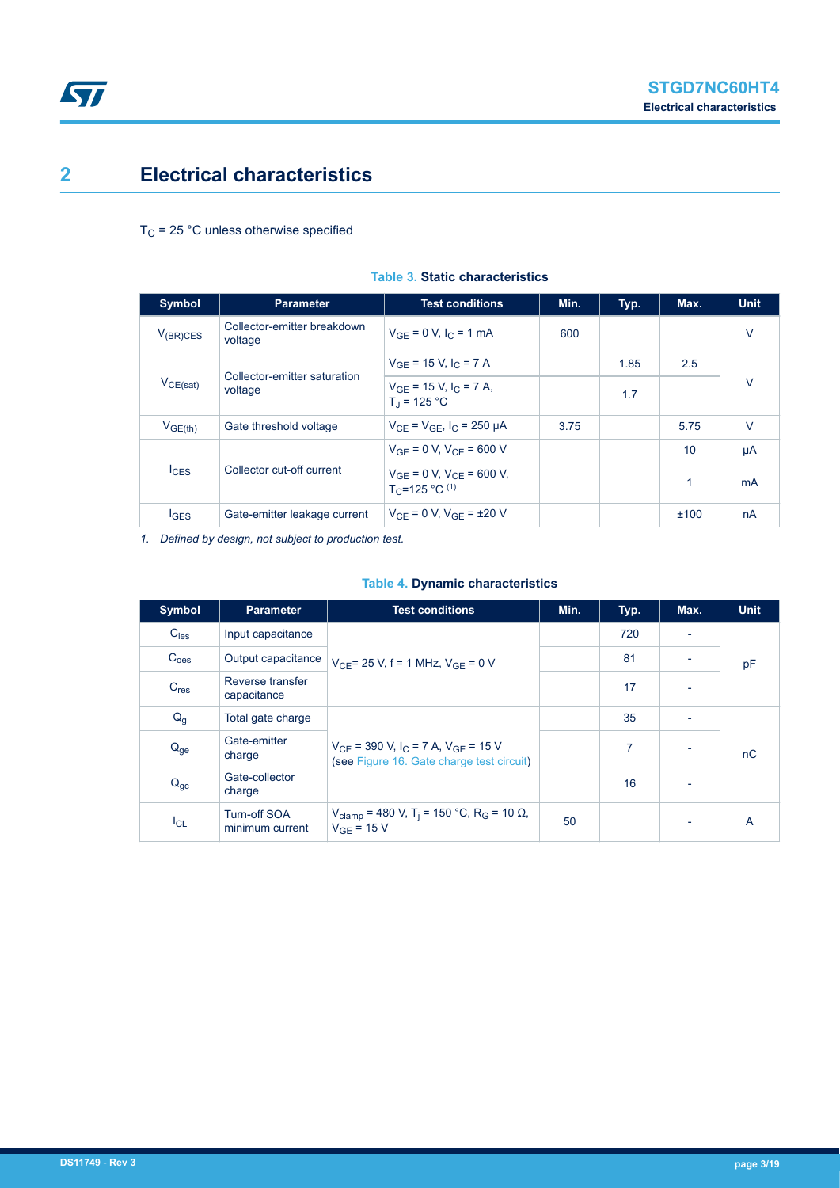## 2 Electrical characteristics

$T_C$ = 25 °C unless otherwise specified

**Table 3. Static characteristics**

| Symbol | Parameter | Test conditions | Min. | Typ. | Max. | Unit |
|---|---|---|---|---|---|---|
| $V_{(BR)CES}$ | Collector-emitter breakdown voltage | $V_{GE}$ = 0 V, $I_C$ = 1 mA | 600 | | | V |
| $V_{CE(sat)}$ | Collector-emitter saturation voltage | $V_{GE}$ = 15 V, $I_C$ = 7 A | | 1.85 | 2.5 | V |
| | | $V_{GE}$ = 15 V, $I_C$ = 7 A, $T_J$ = 125 °C | | 1.7 | | |
| $V_{GE(th)}$ | Gate threshold voltage | $V_{CE}$ = $V_{GE}$, $I_C$ = 250 µA | 3.75 | | 5.75 | V |
| $I_{CES}$ | Collector cut-off current | $V_{GE}$ = 0 V, $V_{CE}$ = 600 V | | | 10 | µA |
| | | $V_{GE}$ = 0 V, $V_{CE}$ = 600 V, $T_C$=125 °C [(1)] | | | 1 | mA |
| $I_{GES}$ | Gate-emitter leakage current | $V_{CE}$ = 0 V, $V_{GE}$ = ±20 V | | | ±100 | nA |

*1. Defined by design, not subject to production test.*

**Table 4. Dynamic characteristics**

| Symbol | Parameter | Test conditions | Min. | Typ. | Max. | Unit |
|---|---|---|---|---|---|---|
| $C_{ies}$ | Input capacitance | $V_{CE}$= 25 V, f = 1 MHz, $V_{GE}$ = 0 V | | 720 | - | pF |
| $C_{oes}$ | Output capacitance | | | 81 | - | |
| $C_{res}$ | Reverse transfer capacitance | | | 17 | - | |
| $Q_g$ | Total gate charge | $V_{CE}$ = 390 V, $I_C$ = 7 A, $V_{GE}$ = 15 V (see Figure 16. Gate charge test circuit) | | 35 | - | nC |
| $Q_{ge}$ | Gate-emitter charge | | | 7 | - | |
| $Q_{gc}$ | Gate-collector charge | | | 16 | - | |
| $I_{CL}$ | Turn-off SOA minimum current | $V_{clamp}$ = 480 V, $T_j$ = 150 °C, $R_G$ = 10 Ω, $V_{GE}$ = 15 V | 50 | | - | A |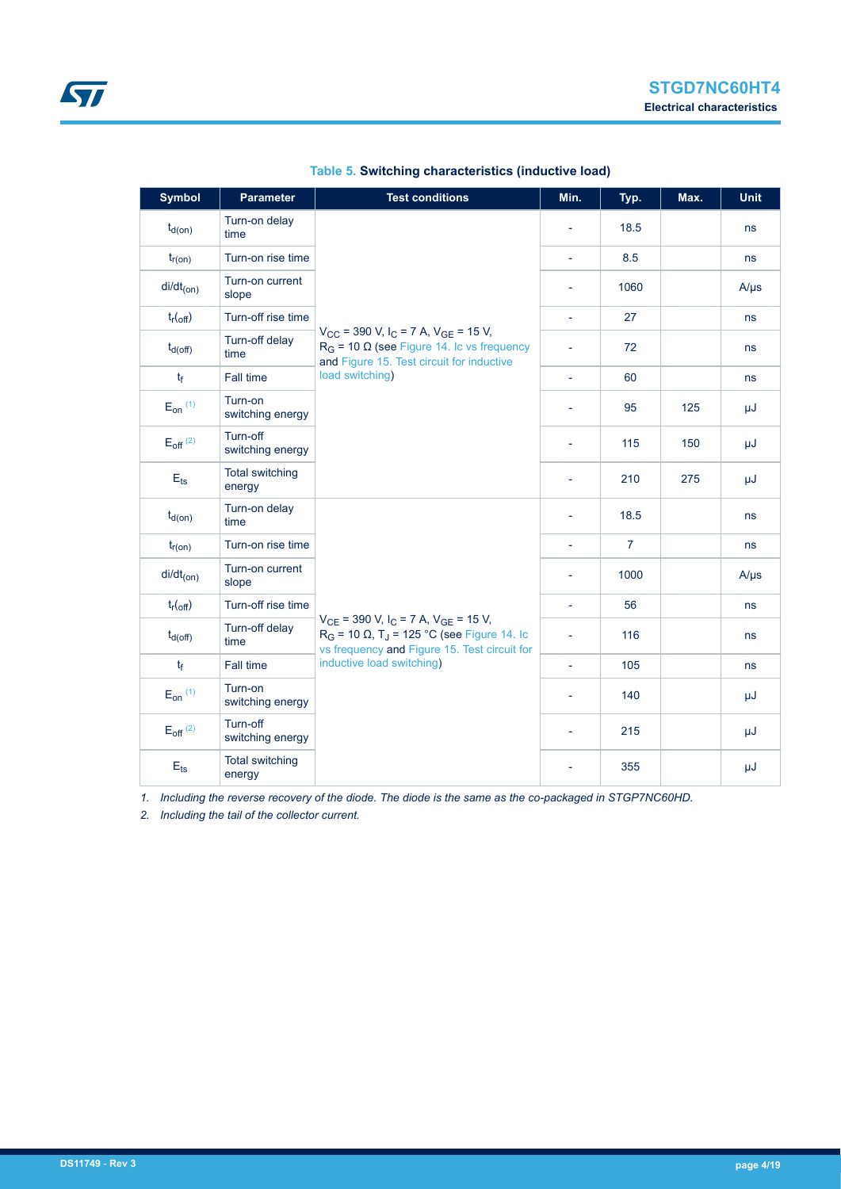**Table 5. Switching characteristics (inductive load)**

| Symbol | Parameter | Test conditions | Min. | Typ. | Max. | Unit |
|---|---|---|---|---|---|---|
| $t_{d(on)}$ | Turn-on delay time | $V_{CC}$ = 390 V, $I_C$ = 7 A, $V_{GE}$ = 15 V, $R_G$ = 10 Ω (see Figure 14. Ic vs frequency and Figure 15. Test circuit for inductive load switching) | - | 18.5 | | ns |
| $t_{r(on)}$ | Turn-on rise time | | - | 8.5 | | ns |
| $di/dt_{(on)}$ | Turn-on current slope | | - | 1060 | | A/µs |
| $t_r(_{off})$ | Turn-off rise time | | - | 27 | | ns |
| $t_{d(off)}$ | Turn-off delay time | | - | 72 | | ns |
| $t_f$ | Fall time | | - | 60 | | ns |
| $E_{on}$ [(1)] | Turn-on switching energy | | - | 95 | 125 | µJ |
| $E_{off}$ [(2)] | Turn-off switching energy | | - | 115 | 150 | µJ |
| $E_{ts}$ | Total switching energy | | - | 210 | 275 | µJ |
| $t_{d(on)}$ | Turn-on delay time | $V_{CE}$ = 390 V, $I_C$ = 7 A, $V_{GE}$ = 15 V, $R_G$ = 10 Ω, $T_J$ = 125 °C (see Figure 14. Ic vs frequency and Figure 15. Test circuit for inductive load switching) | - | 18.5 | | ns |
| $t_{r(on)}$ | Turn-on rise time | | - | 7 | | ns |
| $di/dt_{(on)}$ | Turn-on current slope | | - | 1000 | | A/µs |
| $t_r(_{off})$ | Turn-off rise time | | - | 56 | | ns |
| $t_{d(off)}$ | Turn-off delay time | | - | 116 | | ns |
| $t_f$ | Fall time | | - | 105 | | ns |
| $E_{on}$ [(1)] | Turn-on switching energy | | - | 140 | | µJ |
| $E_{off}$ [(2)] | Turn-off switching energy | | - | 215 | | µJ |
| $E_{ts}$ | Total switching energy | | - | 355 | | µJ |

1. *Including the reverse recovery of the diode. The diode is the same as the co-packaged in STGP7NC60HD.*
2. *Including the tail of the collector current.*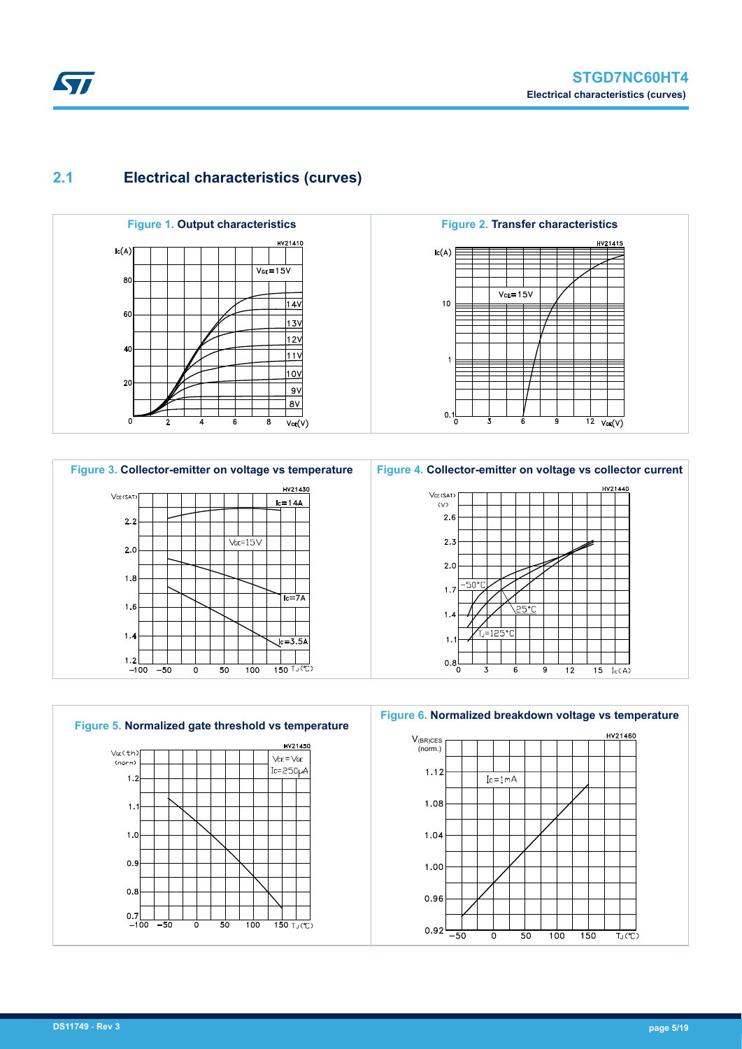## 2.1 Electrical characteristics (curves)

**Figure 1. Output characteristics**

**Figure 2. Transfer characteristics**

**Figure 3. Collector-emitter on voltage vs temperature**

**Figure 4. Collector-emitter on voltage vs collector current**

**Figure 5. Normalized gate threshold vs temperature**

**Figure 6. Normalized breakdown voltage vs temperature**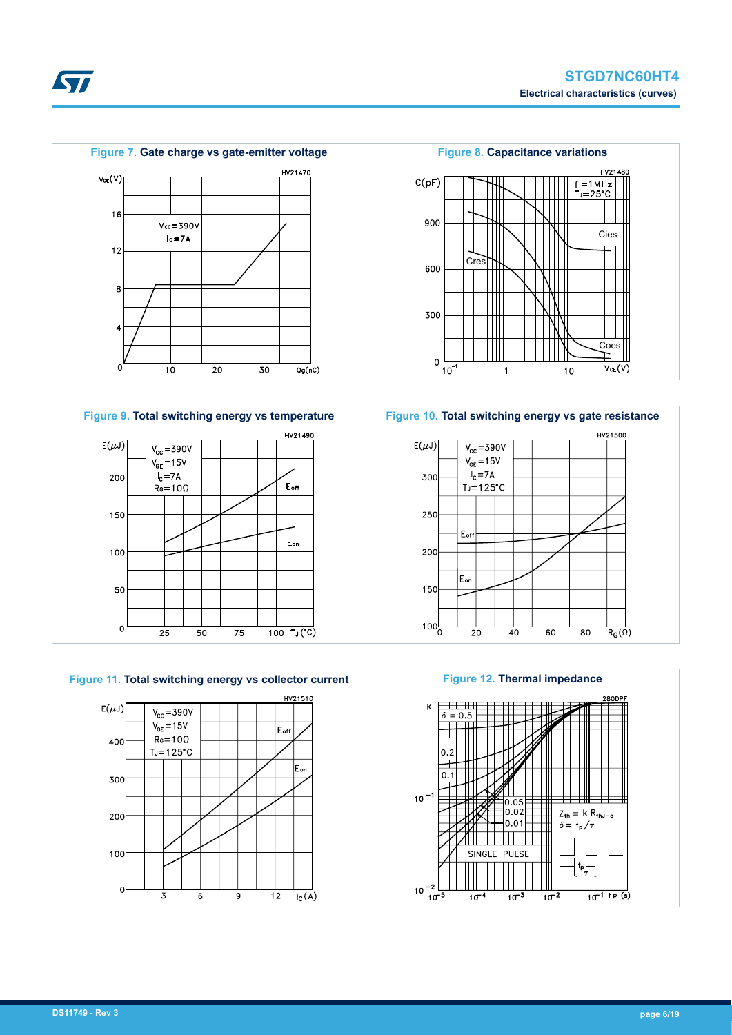**Figure 7.** Gate charge vs gate-emitter voltage

**Figure 8.** Capacitance variations

**Figure 9.** Total switching energy vs temperature

**Figure 10.** Total switching energy vs gate resistance

**Figure 11.** Total switching energy vs collector current

**Figure 12.** Thermal impedance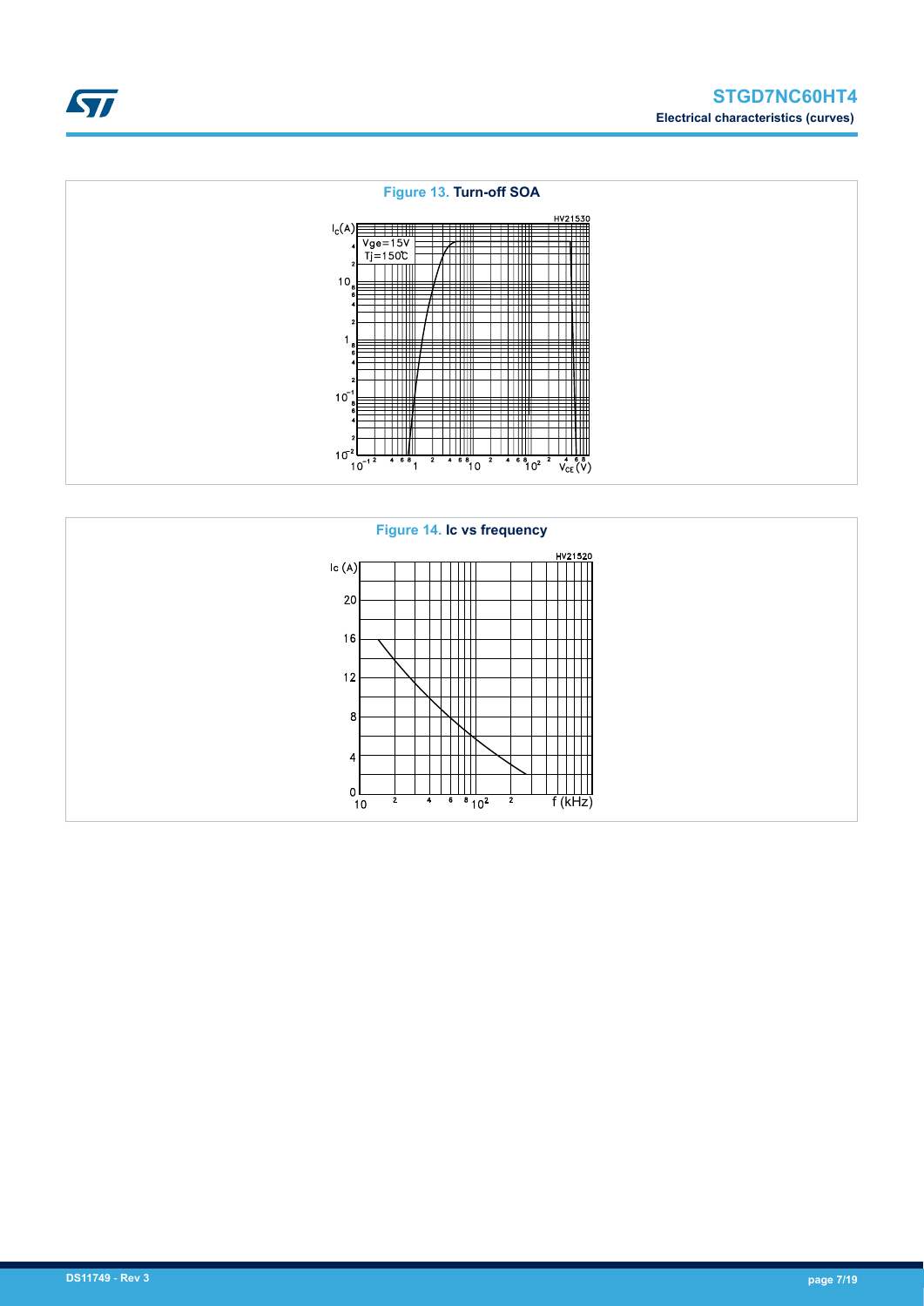**Figure 13. Turn-off SOA**

**Figure 14. Ic vs frequency**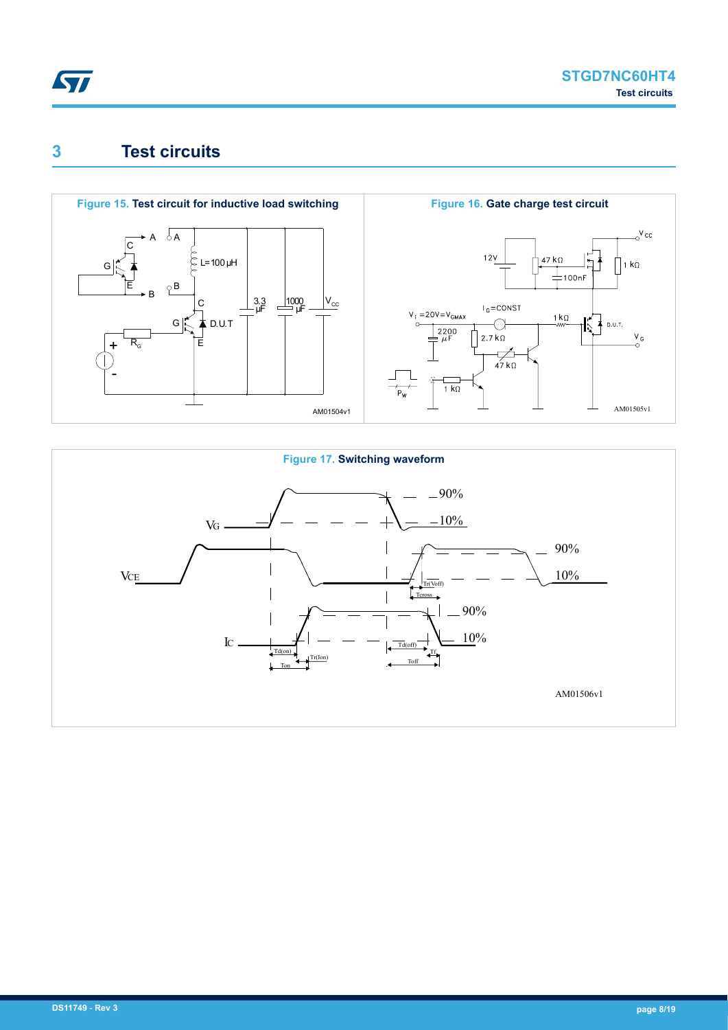# 3 Test circuits

**Figure 15. Test circuit for inductive load switching**

**Figure 16. Gate charge test circuit**

**Figure 17. Switching waveform**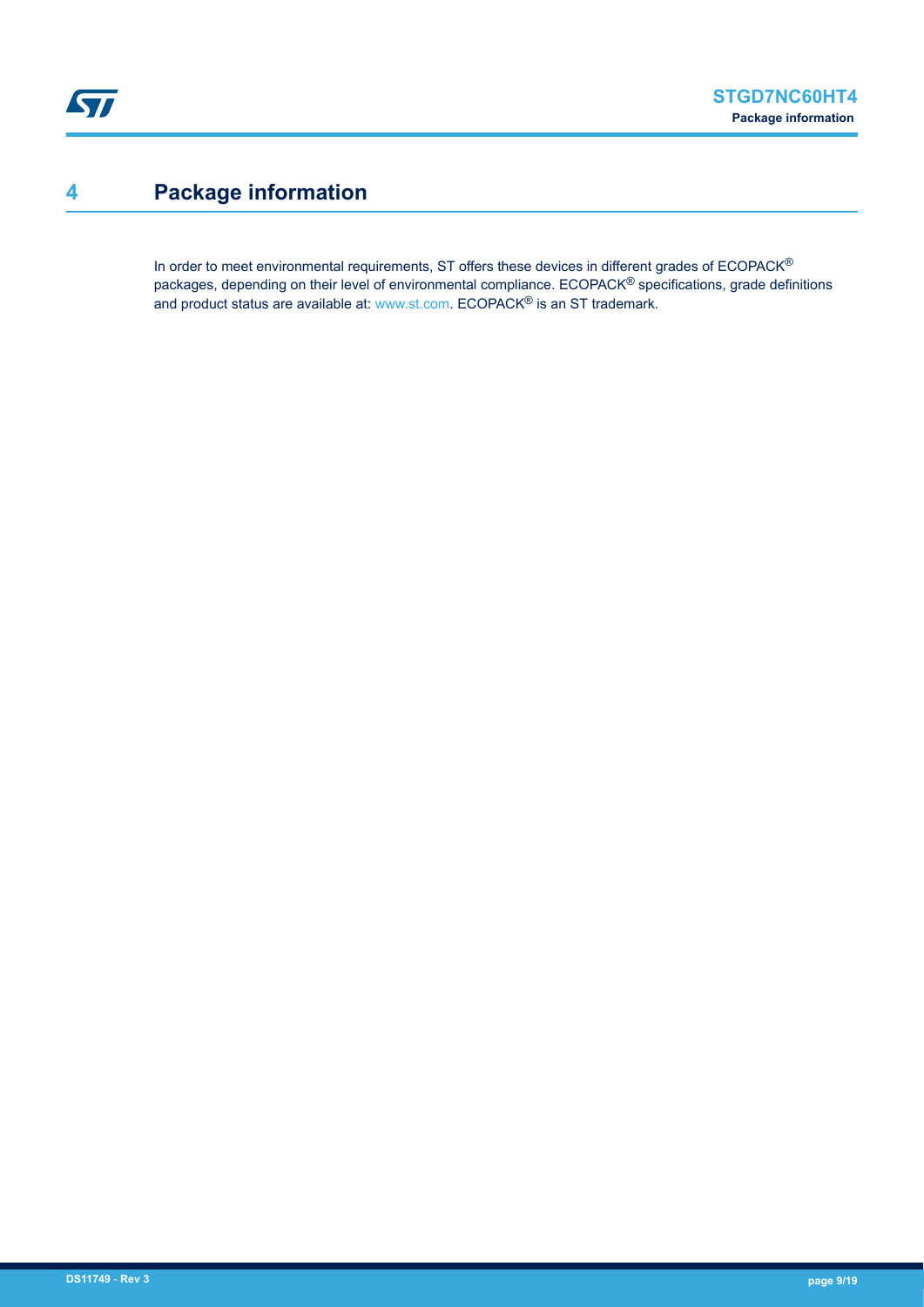# 4 Package information

In order to meet environmental requirements, ST offers these devices in different grades of ECOPACK® packages, depending on their level of environmental compliance. ECOPACK® specifications, grade definitions and product status are available at: www.st.com. ECOPACK® is an ST trademark.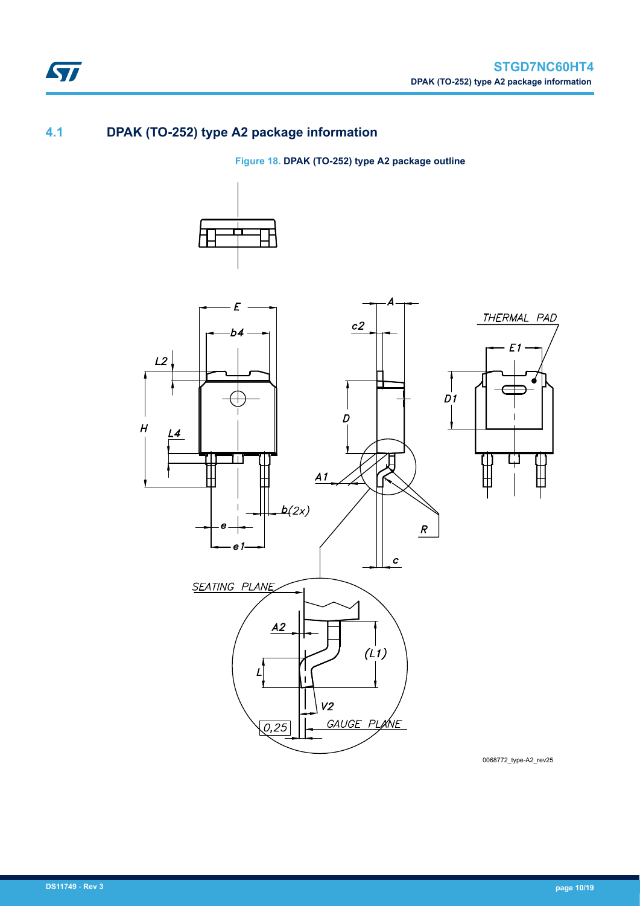## 4.1 DPAK (TO-252) type A2 package information

**Figure 18.** DPAK (TO-252) type A2 package outline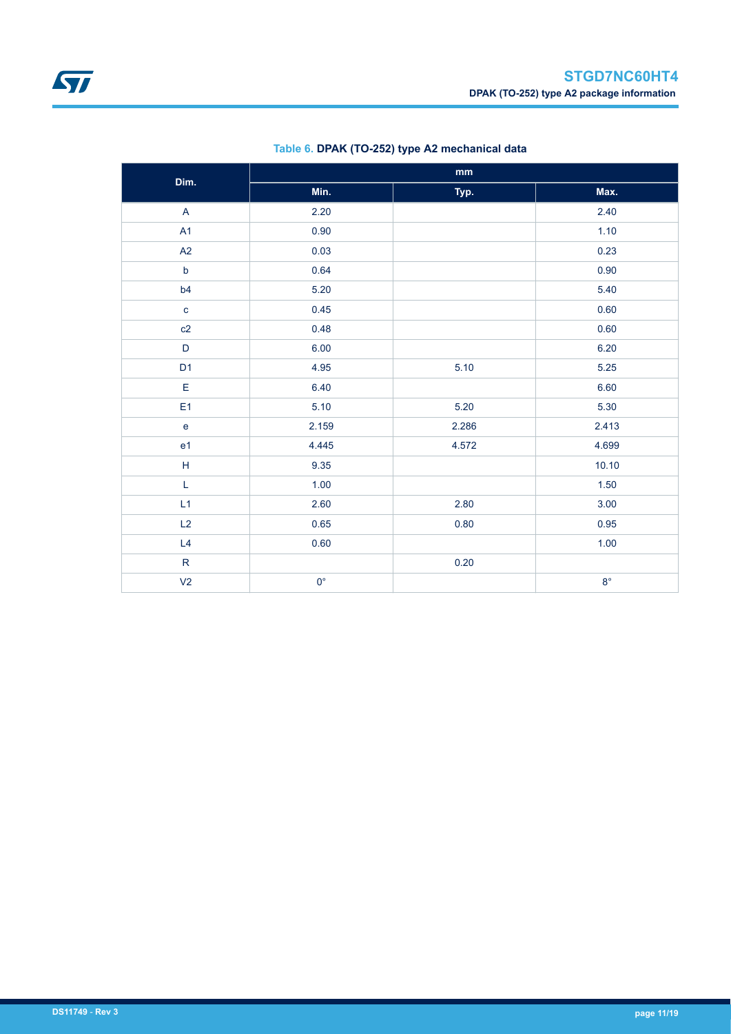**Table 6. DPAK (TO-252) type A2 mechanical data**

| Dim. | mm | | |
|---|---|---|---|
| | Min. | Typ. | Max. |
| A | 2.20 | | 2.40 |
| A1 | 0.90 | | 1.10 |
| A2 | 0.03 | | 0.23 |
| b | 0.64 | | 0.90 |
| b4 | 5.20 | | 5.40 |
| c | 0.45 | | 0.60 |
| c2 | 0.48 | | 0.60 |
| D | 6.00 | | 6.20 |
| D1 | 4.95 | 5.10 | 5.25 |
| E | 6.40 | | 6.60 |
| E1 | 5.10 | 5.20 | 5.30 |
| e | 2.159 | 2.286 | 2.413 |
| e1 | 4.445 | 4.572 | 4.699 |
| H | 9.35 | | 10.10 |
| L | 1.00 | | 1.50 |
| L1 | 2.60 | 2.80 | 3.00 |
| L2 | 0.65 | 0.80 | 0.95 |
| L4 | 0.60 | | 1.00 |
| R | | 0.20 | |
| V2 | 0° | | 8° |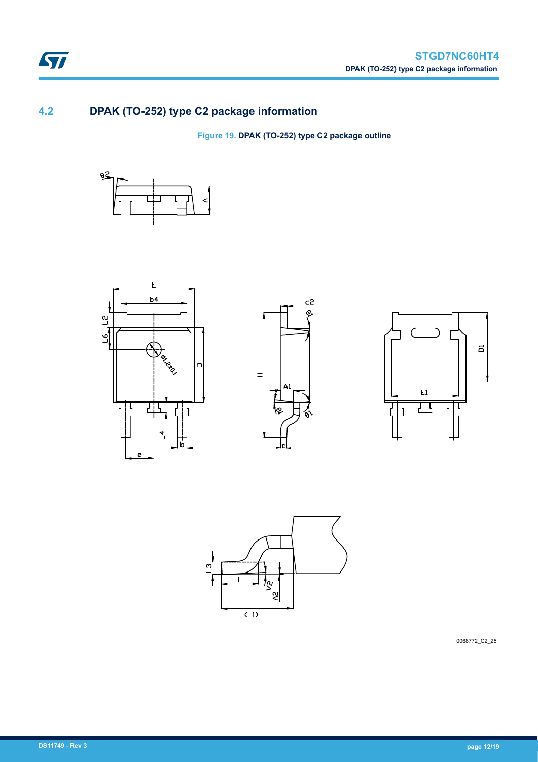## 4.2 DPAK (TO-252) type C2 package information

Figure 19. DPAK (TO-252) type C2 package outline

0068772_C2_25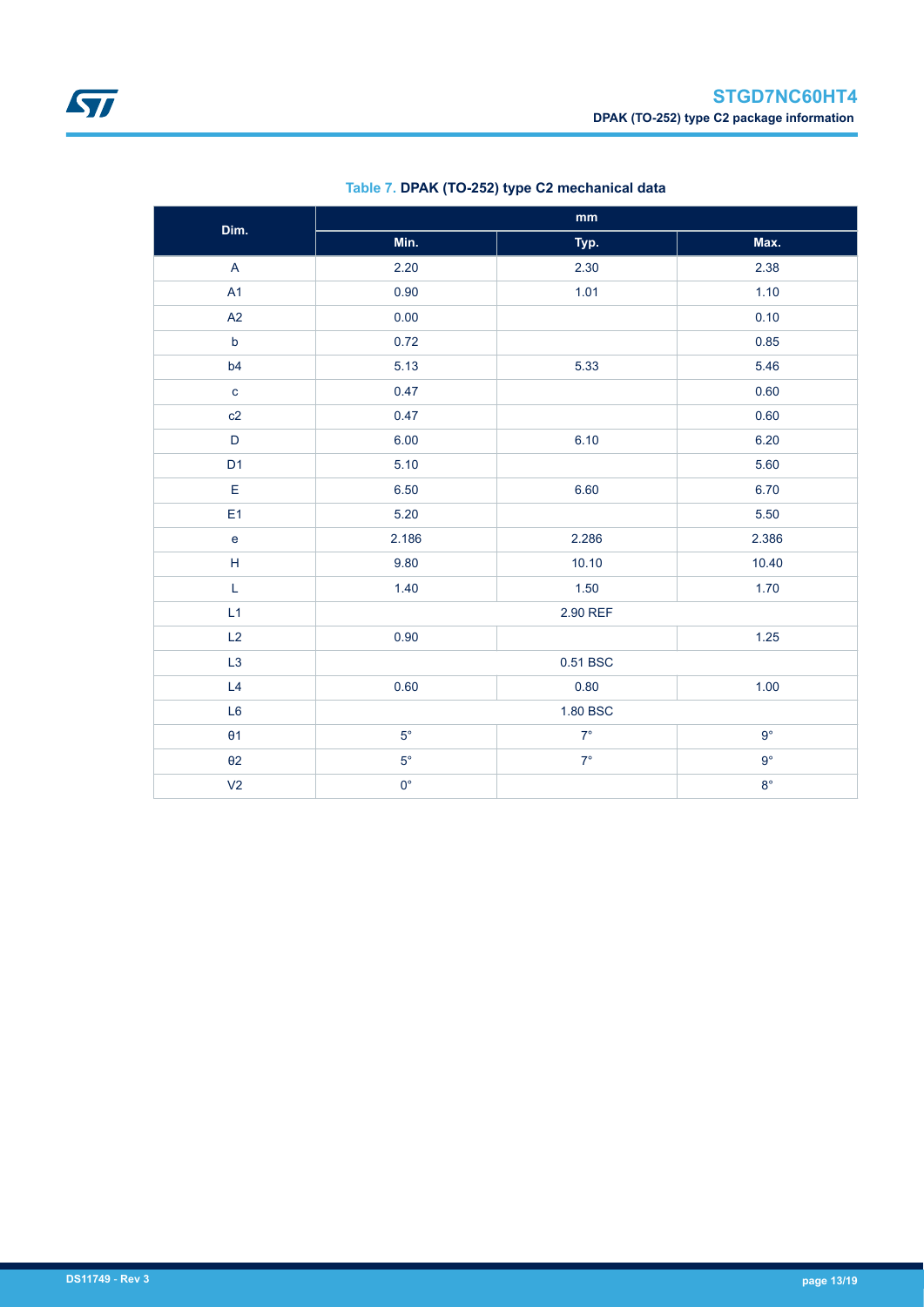Table 7. **DPAK (TO-252) type C2 mechanical data**

| Dim. | mm | | |
|---|---|---|---|
| | Min. | Typ. | Max. |
| A | 2.20 | 2.30 | 2.38 |
| A1 | 0.90 | 1.01 | 1.10 |
| A2 | 0.00 | | 0.10 |
| b | 0.72 | | 0.85 |
| b4 | 5.13 | 5.33 | 5.46 |
| c | 0.47 | | 0.60 |
| c2 | 0.47 | | 0.60 |
| D | 6.00 | 6.10 | 6.20 |
| D1 | 5.10 | | 5.60 |
| E | 6.50 | 6.60 | 6.70 |
| E1 | 5.20 | | 5.50 |
| e | 2.186 | 2.286 | 2.386 |
| H | 9.80 | 10.10 | 10.40 |
| L | 1.40 | 1.50 | 1.70 |
| L1 | | 2.90 REF | |
| L2 | 0.90 | | 1.25 |
| L3 | | 0.51 BSC | |
| L4 | 0.60 | 0.80 | 1.00 |
| L6 | | 1.80 BSC | |
| θ1 | 5° | 7° | 9° |
| θ2 | 5° | 7° | 9° |
| V2 | 0° | | 8° |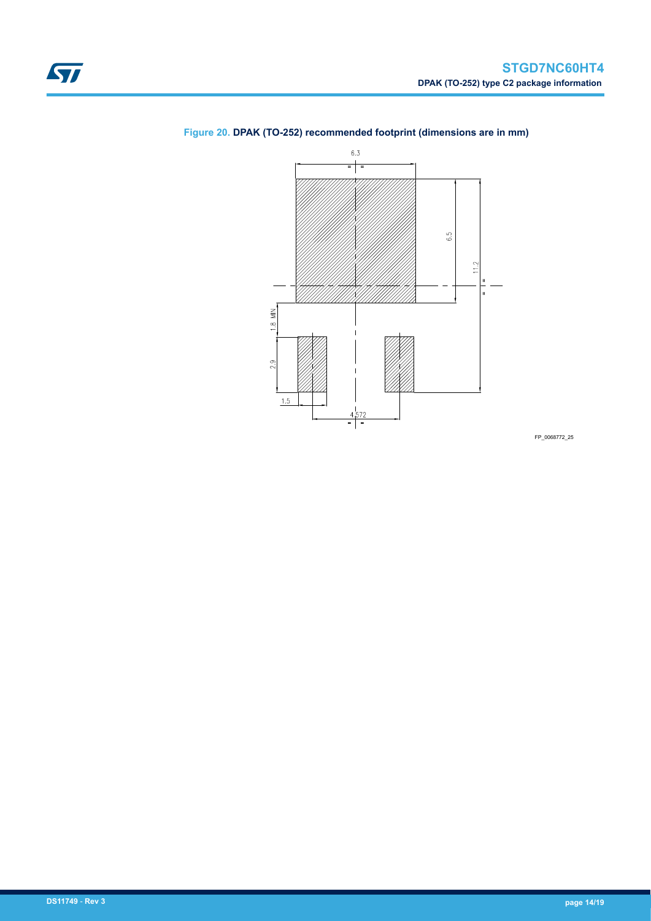**Figure 20. DPAK (TO-252) recommended footprint (dimensions are in mm)**

6.3

6.5

11.2

1.8 MIN

2.9

1.5

4.572

FP_0068772_25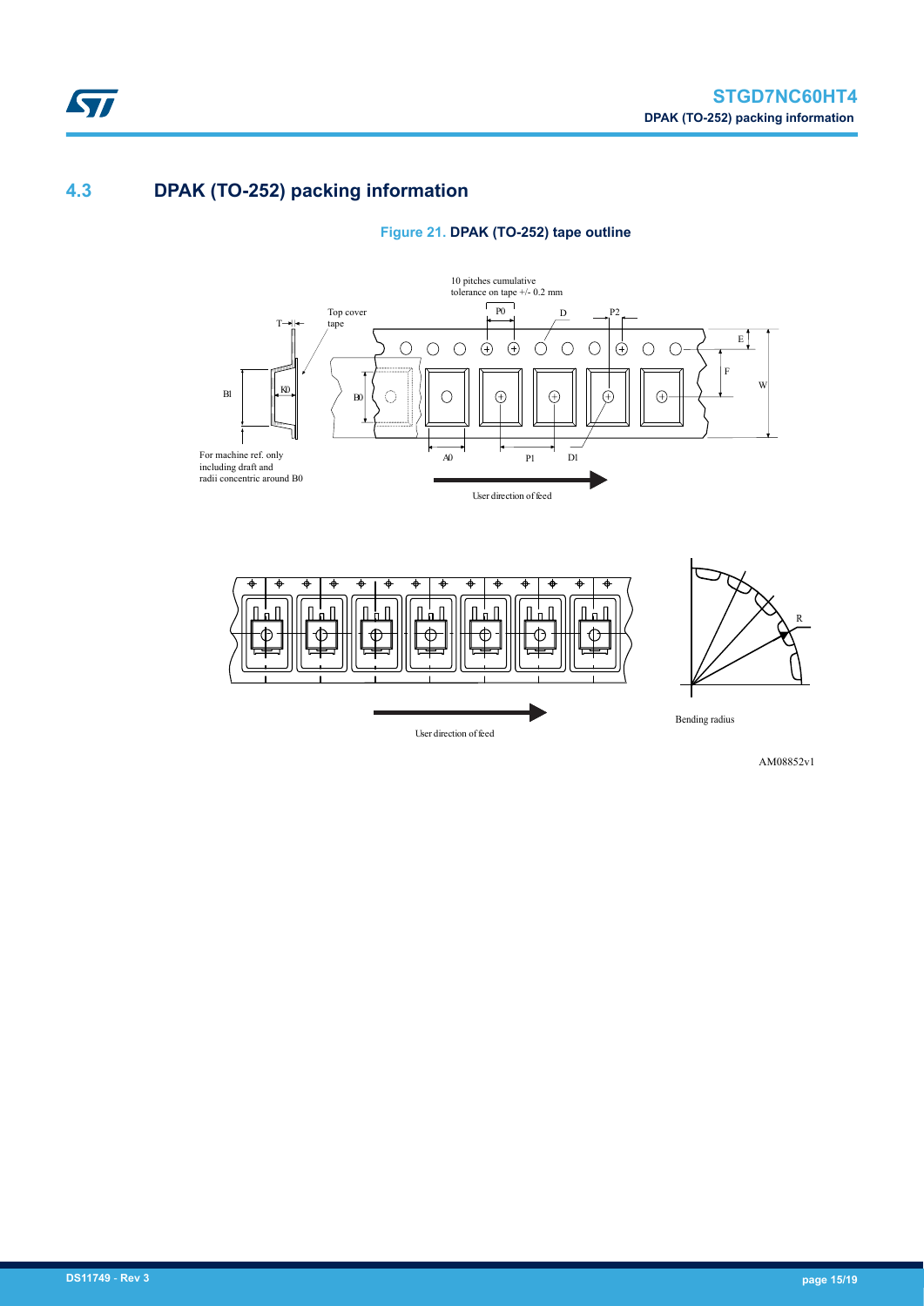## 4.3 DPAK (TO-252) packing information

**Figure 21. DPAK (TO-252) tape outline**

10 pitches cumulative tolerance on tape +/- 0.2 mm

Top cover tape

T, P0, D, P2, E, F, W, B1, K0, B0, A0, P1, D1

For machine ref. only including draft and radii concentric around B0

User direction of feed

R

User direction of feed

Bending radius

AM08852v1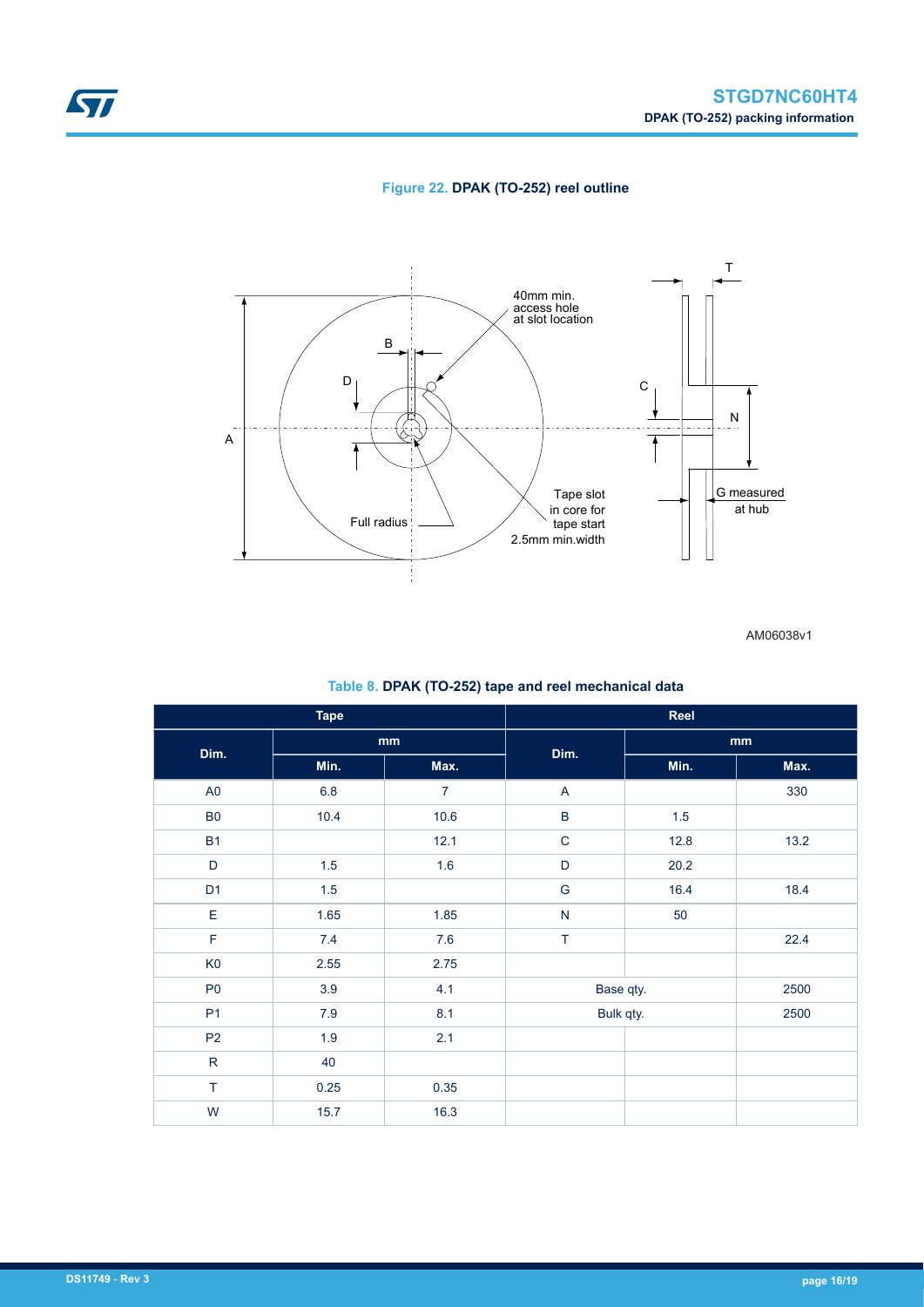**Figure 22. DPAK (TO-252) reel outline**

AM06038v1

**Table 8. DPAK (TO-252) tape and reel mechanical data**

| Tape | | | Reel | | |
|---|---|---|---|---|---|
| Dim. | mm | | Dim. | mm | |
| | Min. | Max. | | Min. | Max. |
| A0 | 6.8 | 7 | A | | 330 |
| B0 | 10.4 | 10.6 | B | 1.5 | |
| B1 | | 12.1 | C | 12.8 | 13.2 |
| D | 1.5 | 1.6 | D | 20.2 | |
| D1 | 1.5 | | G | 16.4 | 18.4 |
| E | 1.65 | 1.85 | N | 50 | |
| F | 7.4 | 7.6 | T | | 22.4 |
| K0 | 2.55 | 2.75 | | | |
| P0 | 3.9 | 4.1 | Base qty. | | 2500 |
| P1 | 7.9 | 8.1 | Bulk qty. | | 2500 |
| P2 | 1.9 | 2.1 | | | |
| R | 40 | | | | |
| T | 0.25 | 0.35 | | | |
| W | 15.7 | 16.3 | | | |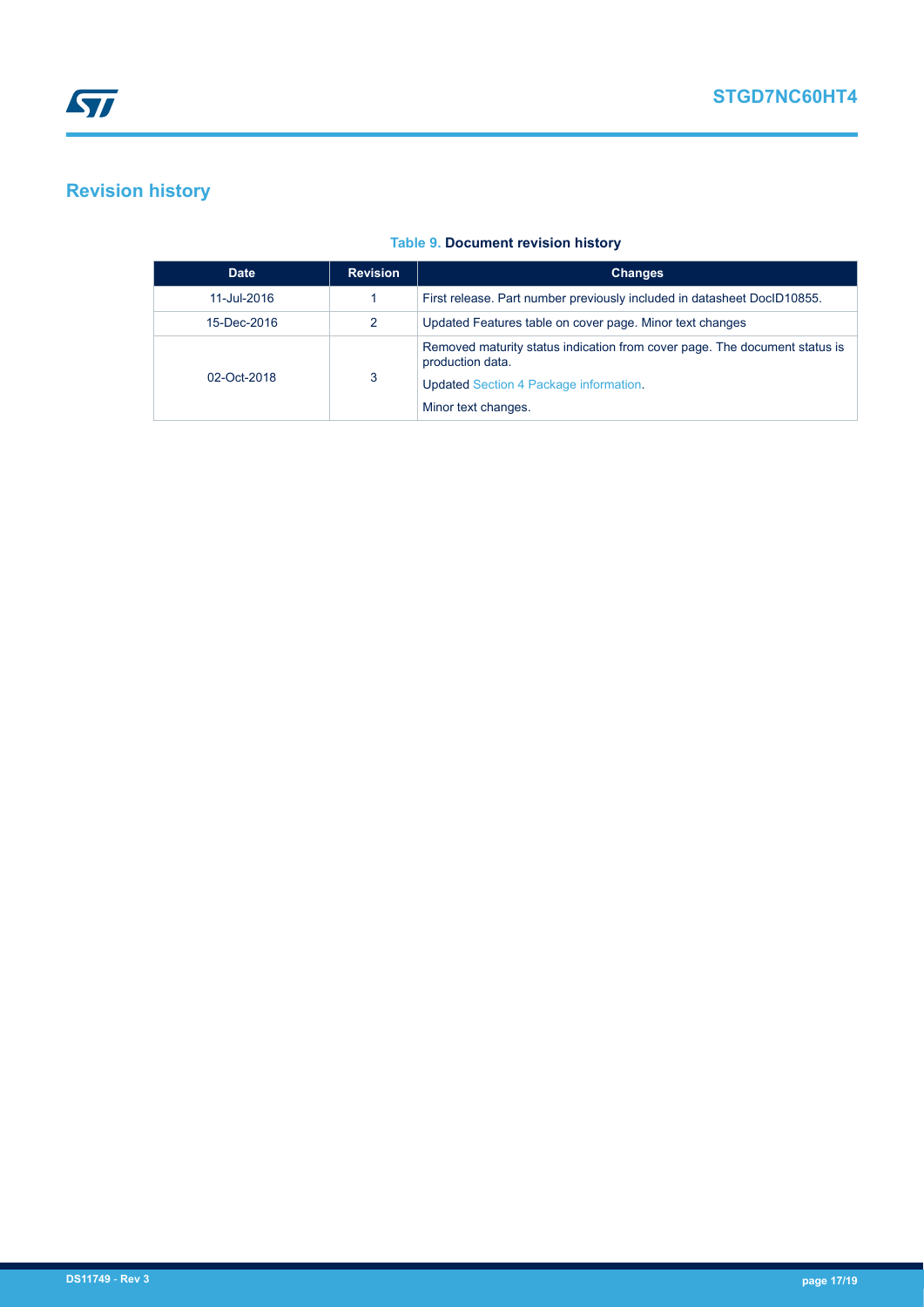## Revision history

**Table 9. Document revision history**

| Date | Revision | Changes |
| --- | --- | --- |
| 11-Jul-2016 | 1 | First release. Part number previously included in datasheet DocID10855. |
| 15-Dec-2016 | 2 | Updated Features table on cover page. Minor text changes |
| 02-Oct-2018 | 3 | Removed maturity status indication from cover page. The document status is production data.<br>Updated Section 4 Package information.<br>Minor text changes. |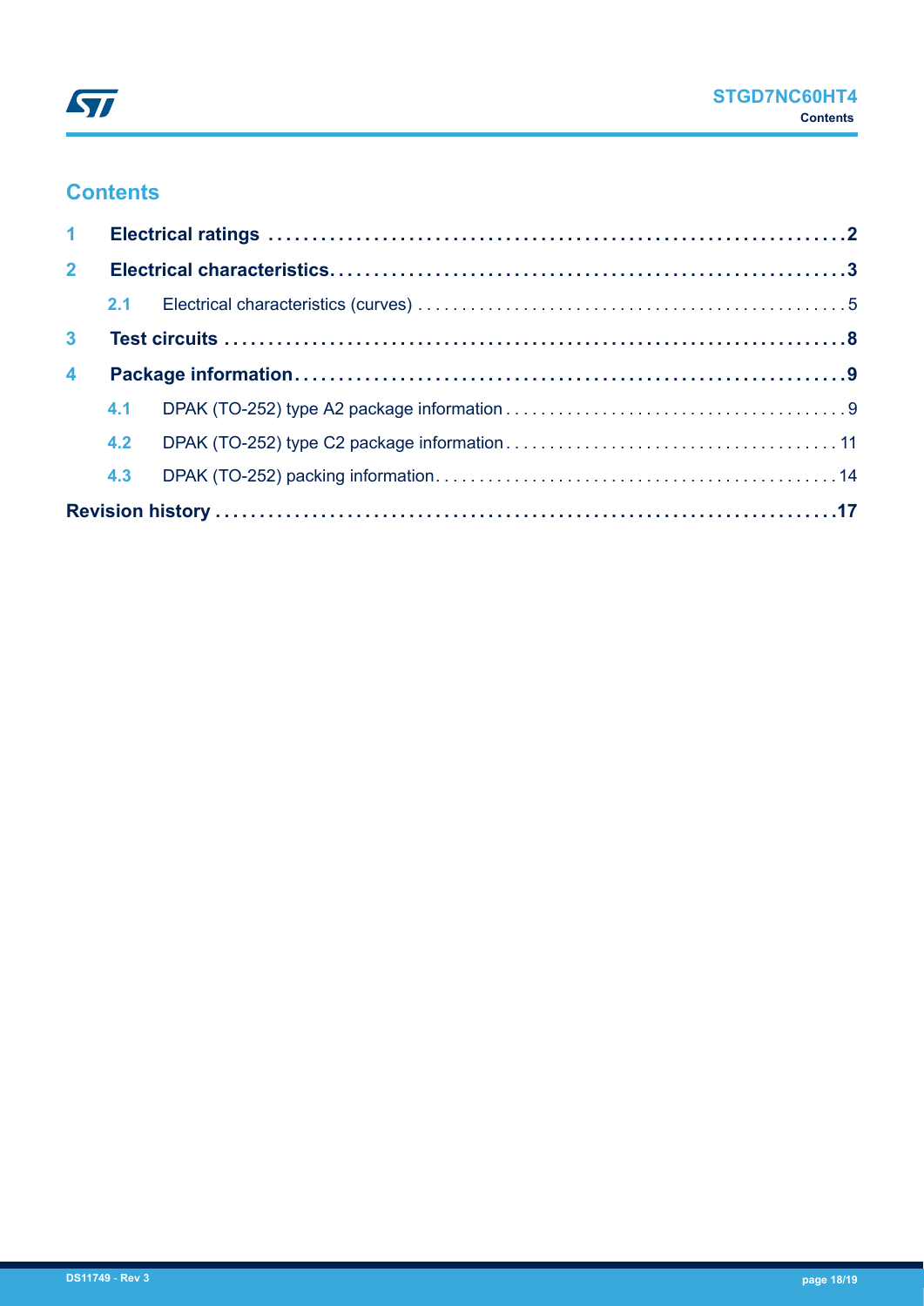## Contents

| | | |
|---|---|---|
| **1** | **Electrical ratings** | **2** |
| **2** | **Electrical characteristics** | **3** |
| 2.1 | Electrical characteristics (curves) | 5 |
| **3** | **Test circuits** | **8** |
| **4** | **Package information** | **9** |
| 4.1 | DPAK (TO-252) type A2 package information | 9 |
| 4.2 | DPAK (TO-252) type C2 package information | 11 |
| 4.3 | DPAK (TO-252) packing information | 14 |
| | **Revision history** | **17** |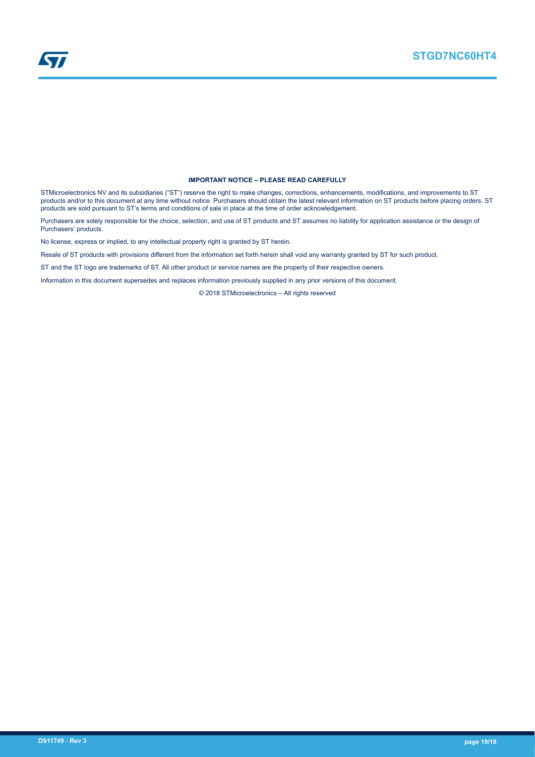**IMPORTANT NOTICE – PLEASE READ CAREFULLY**

STMicroelectronics NV and its subsidiaries ("ST") reserve the right to make changes, corrections, enhancements, modifications, and improvements to ST products and/or to this document at any time without notice. Purchasers should obtain the latest relevant information on ST products before placing orders. ST products are sold pursuant to ST's terms and conditions of sale in place at the time of order acknowledgement.

Purchasers are solely responsible for the choice, selection, and use of ST products and ST assumes no liability for application assistance or the design of Purchasers' products.

No license, express or implied, to any intellectual property right is granted by ST herein.

Resale of ST products with provisions different from the information set forth herein shall void any warranty granted by ST for such product.

ST and the ST logo are trademarks of ST. All other product or service names are the property of their respective owners.

Information in this document supersedes and replaces information previously supplied in any prior versions of this document.

© 2018 STMicroelectronics – All rights reserved